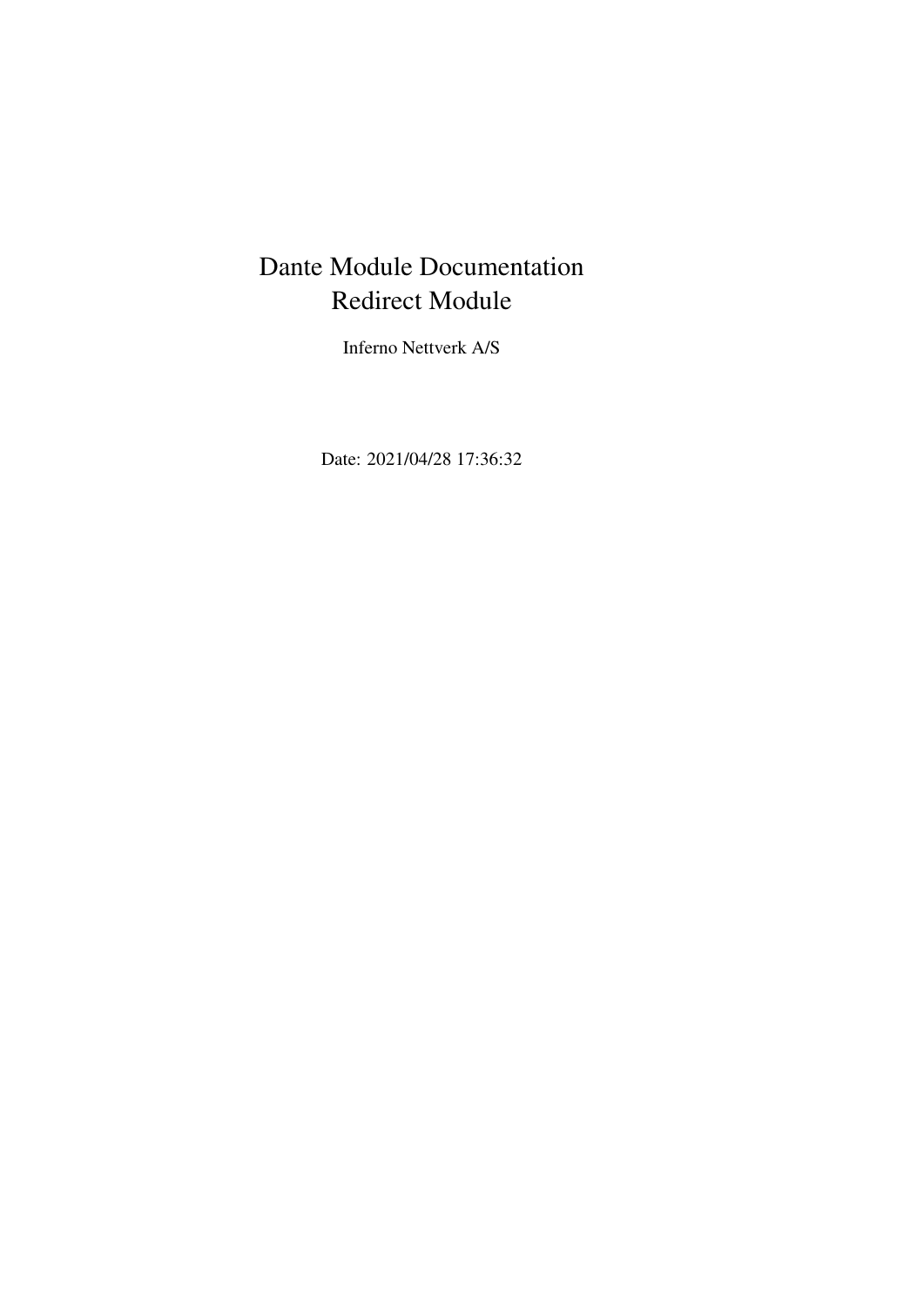# Dante Module Documentation
# Redirect Module

Inferno Nettverk A/S

Date: 2021/04/28 17:36:32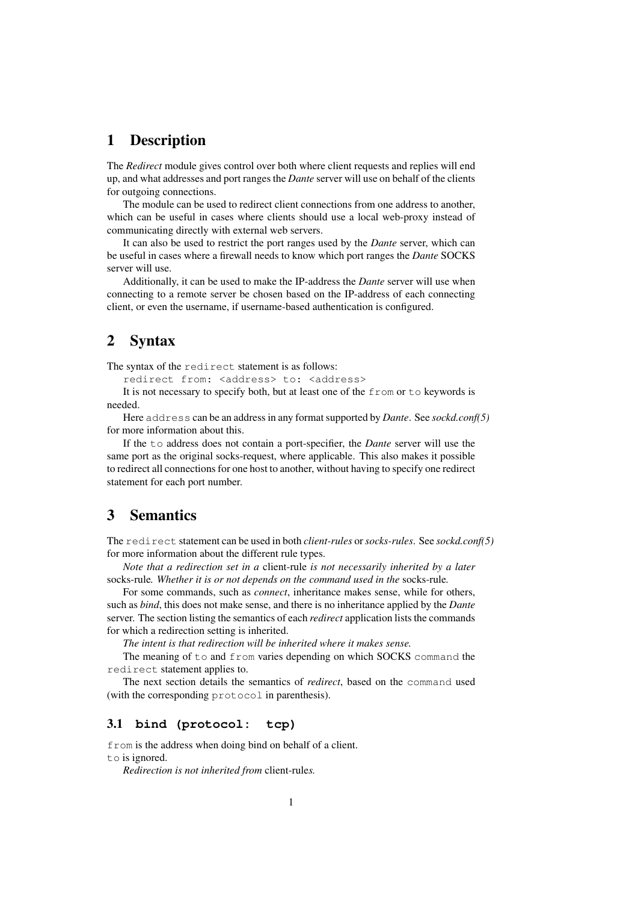# 1 Description

The *Redirect* module gives control over both where client requests and replies will end up, and what addresses and port ranges the *Dante* server will use on behalf of the clients for outgoing connections.

The module can be used to redirect client connections from one address to another, which can be useful in cases where clients should use a local web-proxy instead of communicating directly with external web servers.

It can also be used to restrict the port ranges used by the *Dante* server, which can be useful in cases where a firewall needs to know which port ranges the *Dante* SOCKS server will use.

Additionally, it can be used to make the IP-address the *Dante* server will use when connecting to a remote server be chosen based on the IP-address of each connecting client, or even the username, if username-based authentication is configured.

# 2 Syntax

The syntax of the `redirect` statement is as follows:

```
redirect from: <address> to: <address>
```

It is not necessary to specify both, but at least one of the `from` or `to` keywords is needed.

Here `address` can be an address in any format supported by *Dante*. See *sockd.conf(5)* for more information about this.

If the `to` address does not contain a port-specifier, the *Dante* server will use the same port as the original socks-request, where applicable. This also makes it possible to redirect all connections for one host to another, without having to specify one redirect statement for each port number.

# 3 Semantics

The `redirect` statement can be used in both *client-rules* or *socks-rules*. See *sockd.conf(5)* for more information about the different rule types.

*Note that a redirection set in a* client-rule *is not necessarily inherited by a later* socks-rule*. Whether it is or not depends on the command used in the* socks-rule*.*

For some commands, such as *connect*, inheritance makes sense, while for others, such as *bind*, this does not make sense, and there is no inheritance applied by the *Dante* server. The section listing the semantics of each *redirect* application lists the commands for which a redirection setting is inherited.

*The intent is that redirection will be inherited where it makes sense.*

The meaning of `to` and `from` varies depending on which SOCKS `command` the `redirect` statement applies to.

The next section details the semantics of *redirect*, based on the `command` used (with the corresponding `protocol` in parenthesis).

## 3.1 `bind (protocol: tcp)`

`from` is the address when doing bind on behalf of a client.
`to` is ignored.

*Redirection is not inherited from* client-rule*s.*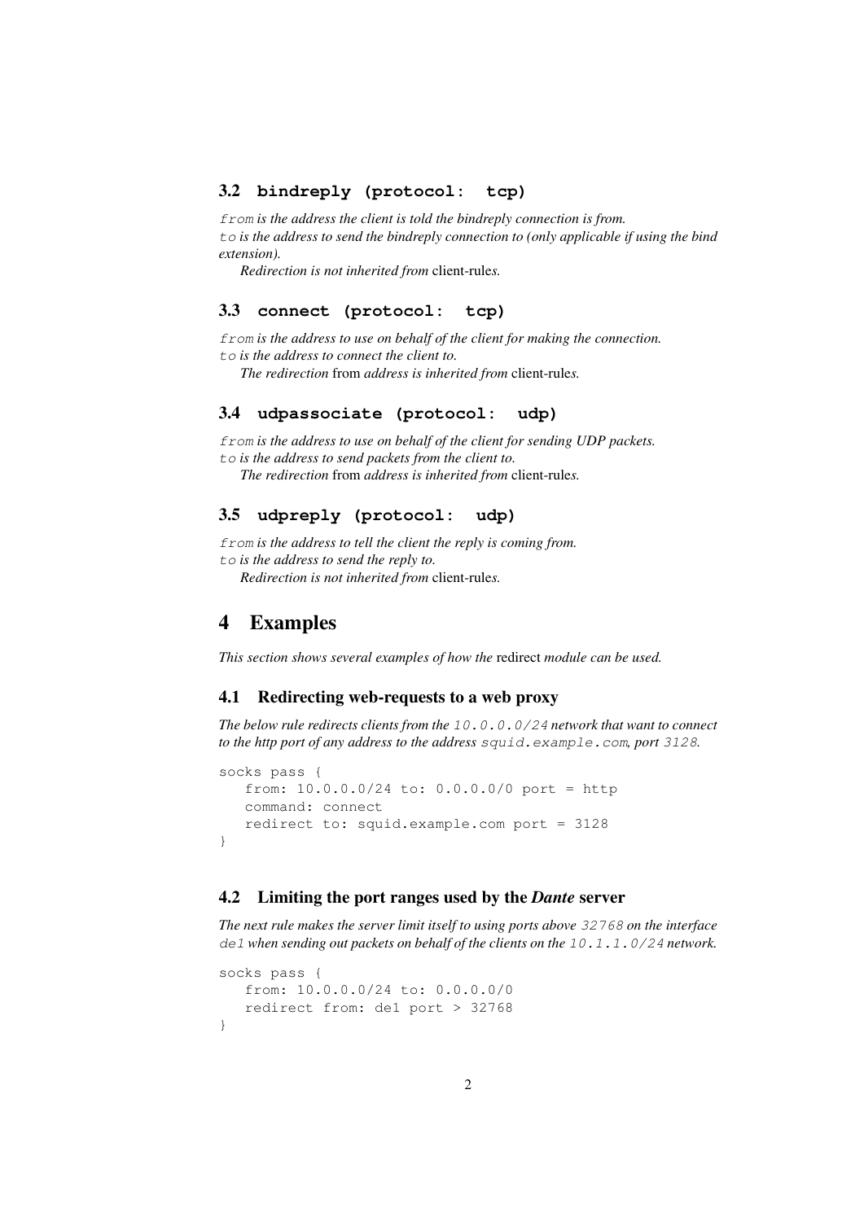### 3.2 `bindreply (protocol: tcp)`

*`from` is the address the client is told the bindreply connection is from.*
*`to` is the address to send the bindreply connection to (only applicable if using the bind extension).*

*Redirection is not inherited from* client-rules*.*

### 3.3 `connect (protocol: tcp)`

*`from` is the address to use on behalf of the client for making the connection.*
*`to` is the address to connect the client to.*

*The redirection* from *address is inherited from* client-rules*.*

### 3.4 `udpassociate (protocol: udp)`

*`from` is the address to use on behalf of the client for sending UDP packets.*
*`to` is the address to send packets from the client to.*

*The redirection* from *address is inherited from* client-rules*.*

### 3.5 `udpreply (protocol: udp)`

*`from` is the address to tell the client the reply is coming from.*
*`to` is the address to send the reply to.*

*Redirection is not inherited from* client-rules*.*

## 4 Examples

*This section shows several examples of how the* redirect *module can be used.*

### 4.1 Redirecting web-requests to a web proxy

*The below rule redirects clients from the `10.0.0.0/24` network that want to connect to the http port of any address to the address `squid.example.com`, port `3128`.*

```
socks pass {
   from: 10.0.0.0/24 to: 0.0.0.0/0 port = http
   command: connect
   redirect to: squid.example.com port = 3128
}
```

### 4.2 Limiting the port ranges used by the *Dante* server

*The next rule makes the server limit itself to using ports above `32768` on the interface `de1` when sending out packets on behalf of the clients on the `10.1.1.0/24` network.*

```
socks pass {
   from: 10.0.0.0/24 to: 0.0.0.0/0
   redirect from: de1 port > 32768
}
```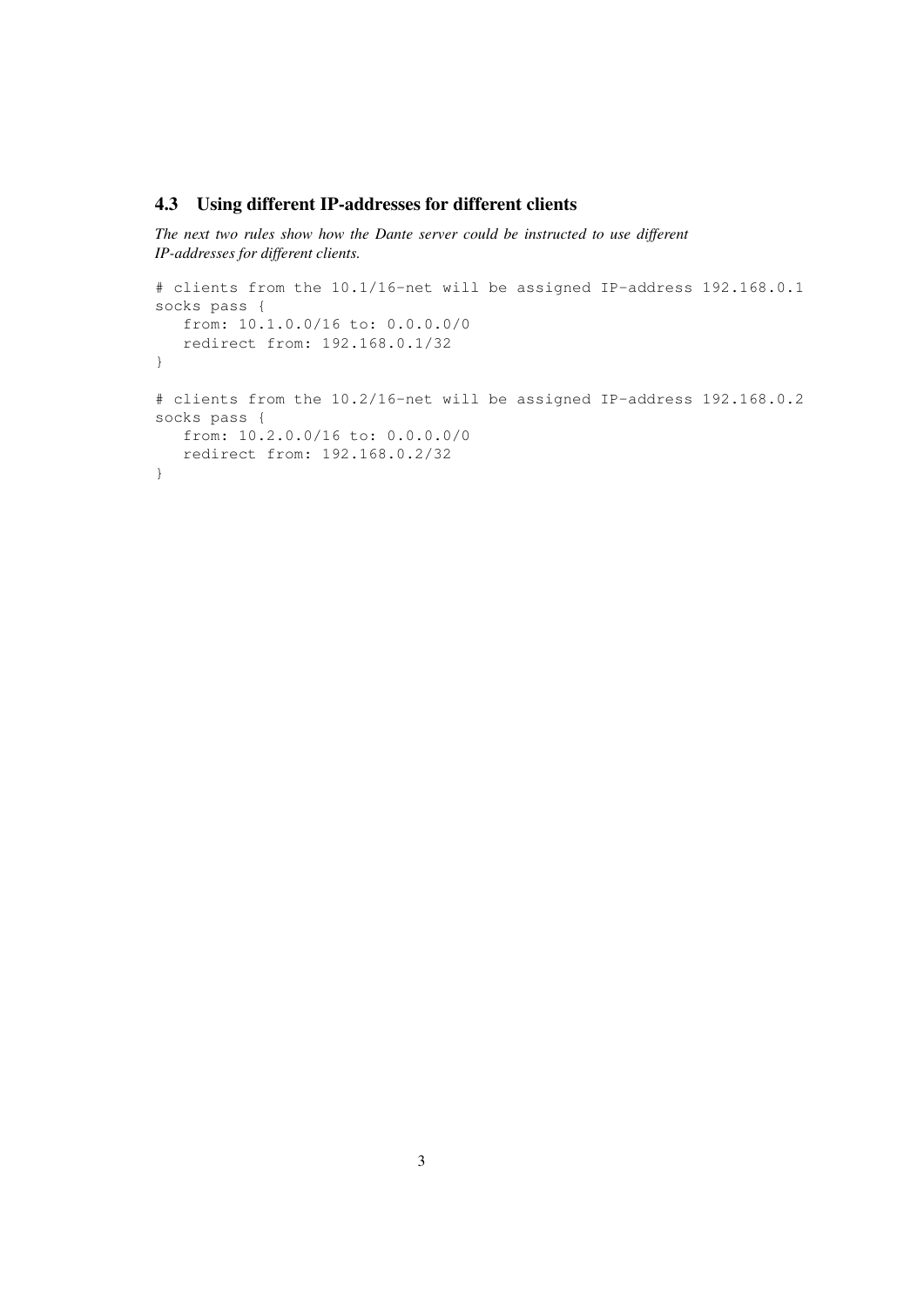### 4.3 Using different IP-addresses for different clients

*The next two rules show how the Dante server could be instructed to use different IP-addresses for different clients.*

```
# clients from the 10.1/16-net will be assigned IP-address 192.168.0.1
socks pass {
   from: 10.1.0.0/16 to: 0.0.0.0/0
   redirect from: 192.168.0.1/32
}

# clients from the 10.2/16-net will be assigned IP-address 192.168.0.2
socks pass {
   from: 10.2.0.0/16 to: 0.0.0.0/0
   redirect from: 192.168.0.2/32
}
```